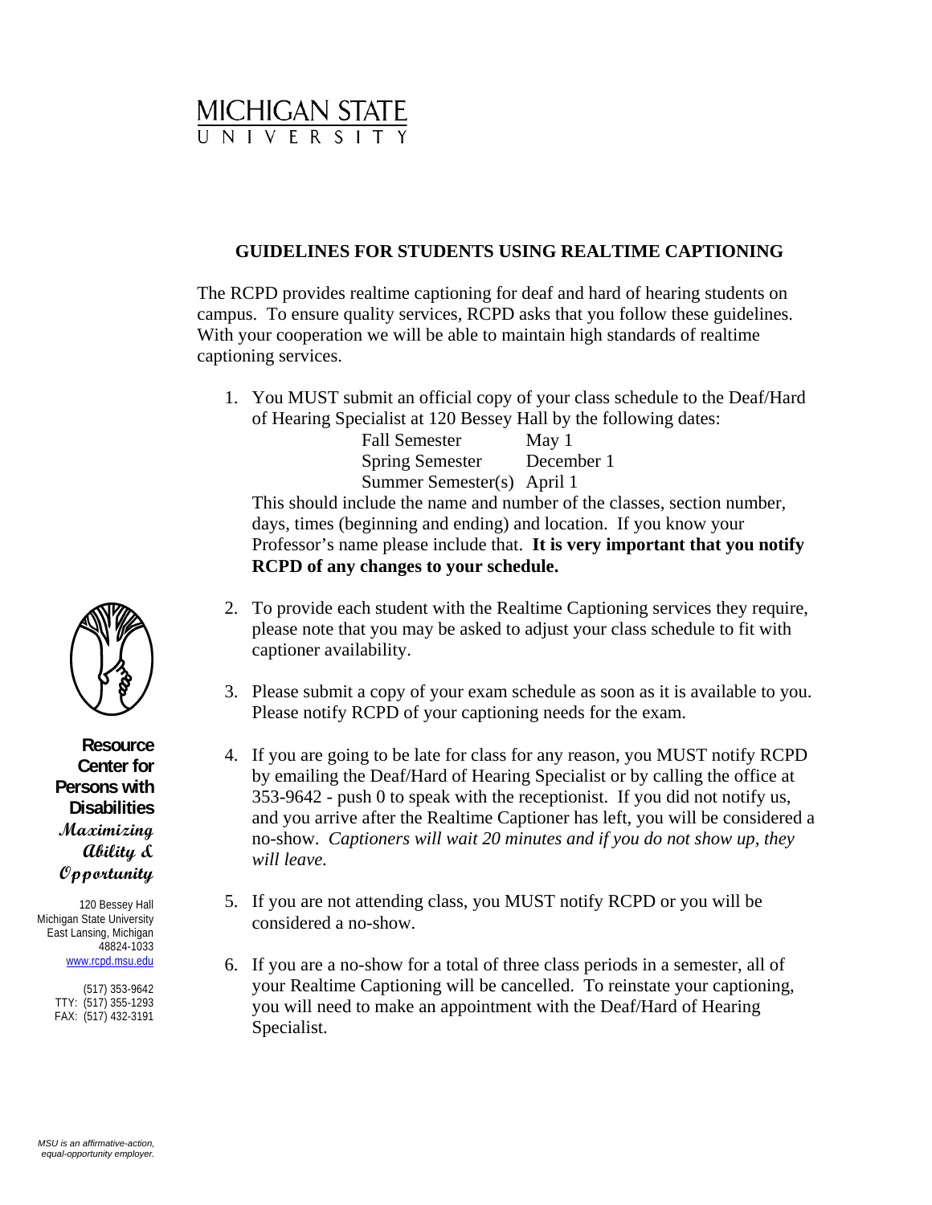MICHIGAN STATE
UNIVERSITY

## GUIDELINES FOR STUDENTS USING REALTIME CAPTIONING

The RCPD provides realtime captioning for deaf and hard of hearing students on campus. To ensure quality services, RCPD asks that you follow these guidelines. With your cooperation we will be able to maintain high standards of realtime captioning services.

1. You MUST submit an official copy of your class schedule to the Deaf/Hard of Hearing Specialist at 120 Bessey Hall by the following dates:

   | | |
   |---|---|
   | Fall Semester | May 1 |
   | Spring Semester | December 1 |
   | Summer Semester(s) | April 1 |

   This should include the name and number of the classes, section number, days, times (beginning and ending) and location. If you know your Professor's name please include that. **It is very important that you notify RCPD of any changes to your schedule.**

2. To provide each student with the Realtime Captioning services they require, please note that you may be asked to adjust your class schedule to fit with captioner availability.

3. Please submit a copy of your exam schedule as soon as it is available to you. Please notify RCPD of your captioning needs for the exam.

4. If you are going to be late for class for any reason, you MUST notify RCPD by emailing the Deaf/Hard of Hearing Specialist or by calling the office at 353-9642 - push 0 to speak with the receptionist. If you did not notify us, and you arrive after the Realtime Captioner has left, you will be considered a no-show. *Captioners will wait 20 minutes and if you do not show up, they will leave.*

5. If you are not attending class, you MUST notify RCPD or you will be considered a no-show.

6. If you are a no-show for a total of three class periods in a semester, all of your Realtime Captioning will be cancelled. To reinstate your captioning, you will need to make an appointment with the Deaf/Hard of Hearing Specialist.

**Resource Center for Persons with Disabilities**
*Maximizing Ability & Opportunity*

120 Bessey Hall
Michigan State University
East Lansing, Michigan
48824-1033
www.rcpd.msu.edu

(517) 353-9642
TTY: (517) 355-1293
FAX: (517) 432-3191

*MSU is an affirmative-action, equal-opportunity employer.*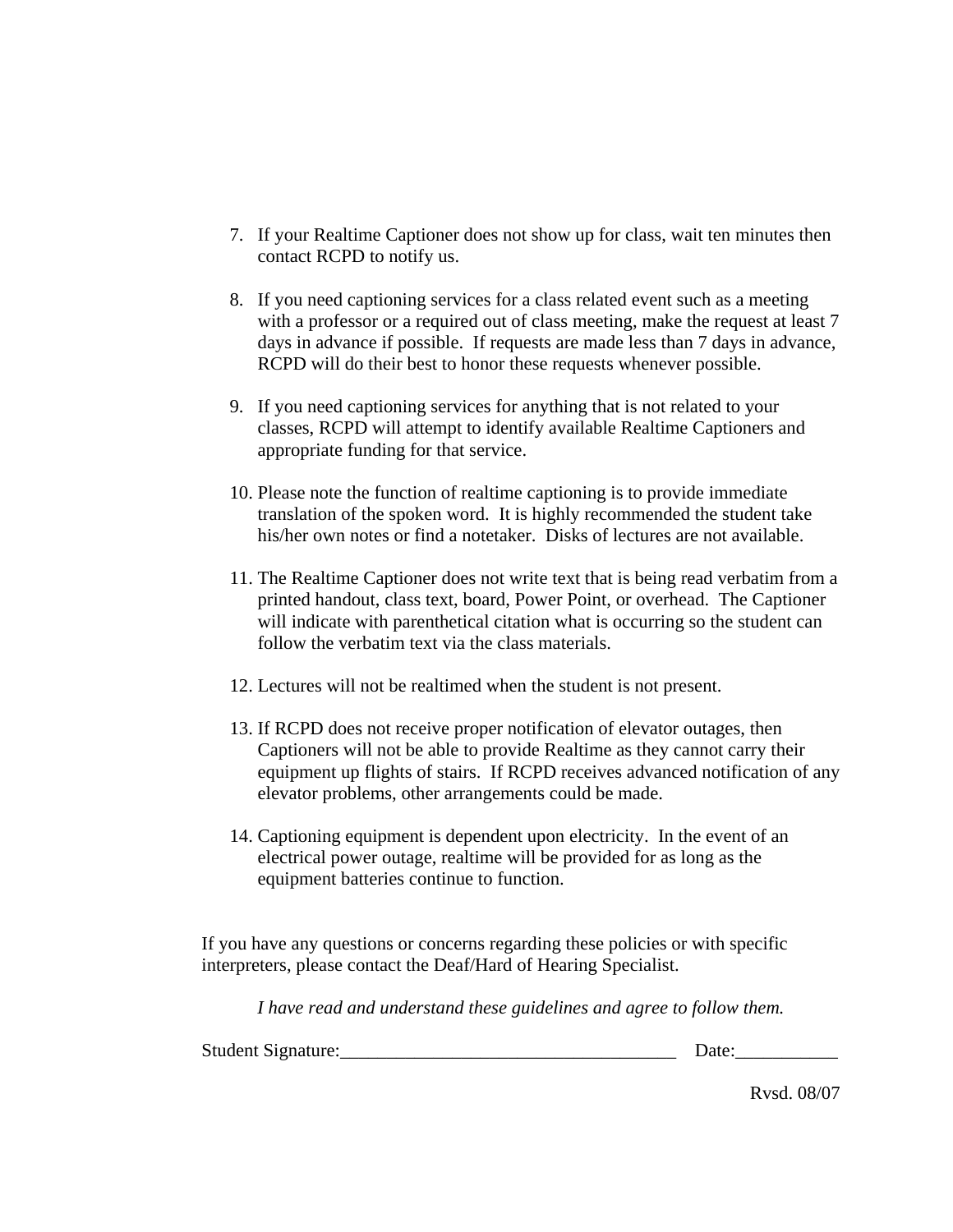7. If your Realtime Captioner does not show up for class, wait ten minutes then contact RCPD to notify us.

8. If you need captioning services for a class related event such as a meeting with a professor or a required out of class meeting, make the request at least 7 days in advance if possible. If requests are made less than 7 days in advance, RCPD will do their best to honor these requests whenever possible.

9. If you need captioning services for anything that is not related to your classes, RCPD will attempt to identify available Realtime Captioners and appropriate funding for that service.

10. Please note the function of realtime captioning is to provide immediate translation of the spoken word. It is highly recommended the student take his/her own notes or find a notetaker. Disks of lectures are not available.

11. The Realtime Captioner does not write text that is being read verbatim from a printed handout, class text, board, Power Point, or overhead. The Captioner will indicate with parenthetical citation what is occurring so the student can follow the verbatim text via the class materials.

12. Lectures will not be realtimed when the student is not present.

13. If RCPD does not receive proper notification of elevator outages, then Captioners will not be able to provide Realtime as they cannot carry their equipment up flights of stairs. If RCPD receives advanced notification of any elevator problems, other arrangements could be made.

14. Captioning equipment is dependent upon electricity. In the event of an electrical power outage, realtime will be provided for as long as the equipment batteries continue to function.

If you have any questions or concerns regarding these policies or with specific interpreters, please contact the Deaf/Hard of Hearing Specialist.

*I have read and understand these guidelines and agree to follow them.*

Student Signature:____________________________________ Date:___________

Rvsd. 08/07